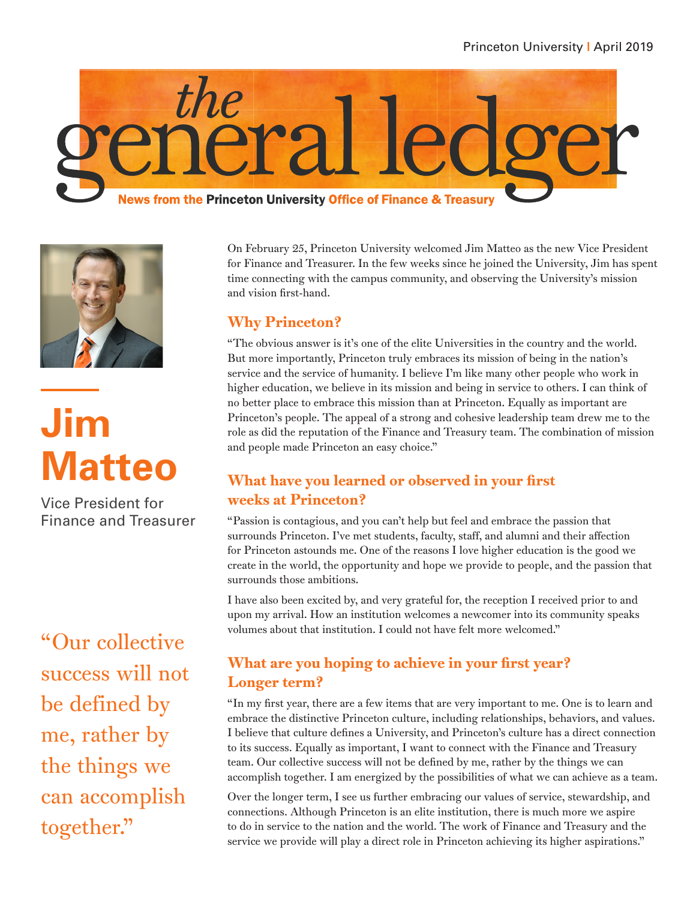# the general ledger

**News from the Princeton University Office of Finance & Treasury**

Princeton University | April 2019

## Jim Matteo

Vice President for Finance and Treasurer

On February 25, Princeton University welcomed Jim Matteo as the new Vice President for Finance and Treasurer. In the few weeks since he joined the University, Jim has spent time connecting with the campus community, and observing the University's mission and vision first-hand.

### Why Princeton?

"The obvious answer is it's one of the elite Universities in the country and the world. But more importantly, Princeton truly embraces its mission of being in the nation's service and the service of humanity. I believe I'm like many other people who work in higher education, we believe in its mission and being in service to others. I can think of no better place to embrace this mission than at Princeton. Equally as important are Princeton's people. The appeal of a strong and cohesive leadership team drew me to the role as did the reputation of the Finance and Treasury team. The combination of mission and people made Princeton an easy choice."

### What have you learned or observed in your first weeks at Princeton?

"Passion is contagious, and you can't help but feel and embrace the passion that surrounds Princeton. I've met students, faculty, staff, and alumni and their affection for Princeton astounds me. One of the reasons I love higher education is the good we create in the world, the opportunity and hope we provide to people, and the passion that surrounds those ambitions.

I have also been excited by, and very grateful for, the reception I received prior to and upon my arrival. How an institution welcomes a newcomer into its community speaks volumes about that institution. I could not have felt more welcomed."

> "Our collective success will not be defined by me, rather by the things we can accomplish together."

### What are you hoping to achieve in your first year? Longer term?

"In my first year, there are a few items that are very important to me. One is to learn and embrace the distinctive Princeton culture, including relationships, behaviors, and values. I believe that culture defines a University, and Princeton's culture has a direct connection to its success. Equally as important, I want to connect with the Finance and Treasury team. Our collective success will not be defined by me, rather by the things we can accomplish together. I am energized by the possibilities of what we can achieve as a team.

Over the longer term, I see us further embracing our values of service, stewardship, and connections. Although Princeton is an elite institution, there is much more we aspire to do in service to the nation and the world. The work of Finance and Treasury and the service we provide will play a direct role in Princeton achieving its higher aspirations."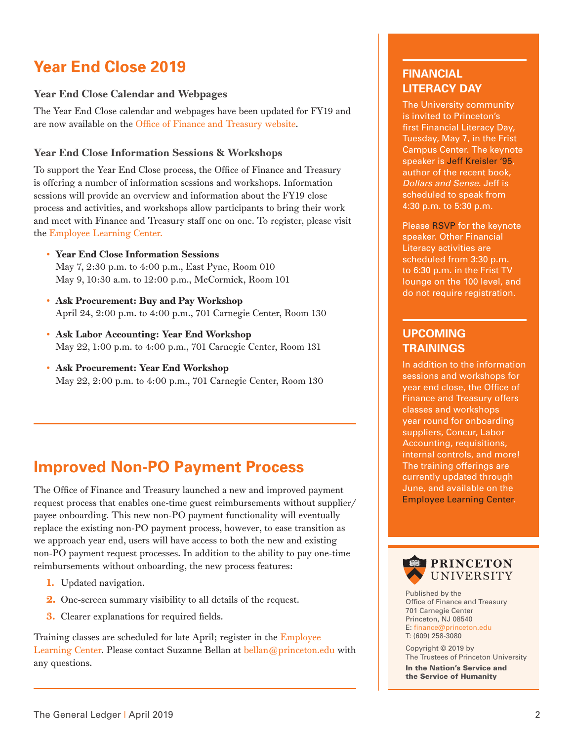# Year End Close 2019

### Year End Close Calendar and Webpages

The Year End Close calendar and webpages have been updated for FY19 and are now available on the Office of Finance and Treasury website.

### Year End Close Information Sessions & Workshops

To support the Year End Close process, the Office of Finance and Treasury is offering a number of information sessions and workshops. Information sessions will provide an overview and information about the FY19 close process and activities, and workshops allow participants to bring their work and meet with Finance and Treasury staff one on one. To register, please visit the Employee Learning Center.

- **Year End Close Information Sessions**
  May 7, 2:30 p.m. to 4:00 p.m., East Pyne, Room 010
  May 9, 10:30 a.m. to 12:00 p.m., McCormick, Room 101
- **Ask Procurement: Buy and Pay Workshop**
  April 24, 2:00 p.m. to 4:00 p.m., 701 Carnegie Center, Room 130
- **Ask Labor Accounting: Year End Workshop**
  May 22, 1:00 p.m. to 4:00 p.m., 701 Carnegie Center, Room 131
- **Ask Procurement: Year End Workshop**
  May 22, 2:00 p.m. to 4:00 p.m., 701 Carnegie Center, Room 130

# Improved Non-PO Payment Process

The Office of Finance and Treasury launched a new and improved payment request process that enables one-time guest reimbursements without supplier/payee onboarding. This new non-PO payment functionality will eventually replace the existing non-PO payment process, however, to ease transition as we approach year end, users will have access to both the new and existing non-PO payment request processes. In addition to the ability to pay one-time reimbursements without onboarding, the new process features:

1. Updated navigation.
2. One-screen summary visibility to all details of the request.
3. Clearer explanations for required fields.

Training classes are scheduled for late April; register in the Employee Learning Center. Please contact Suzanne Bellan at bellan@princeton.edu with any questions.

## FINANCIAL LITERACY DAY

The University community is invited to Princeton's first Financial Literacy Day, Tuesday, May 7, in the Frist Campus Center. The keynote speaker is Jeff Kreisler '95, author of the recent book, *Dollars and Sense*. Jeff is scheduled to speak from 4:30 p.m. to 5:30 p.m.

Please RSVP for the keynote speaker. Other Financial Literacy activities are scheduled from 3:30 p.m. to 6:30 p.m. in the Frist TV lounge on the 100 level, and do not require registration.

## UPCOMING TRAININGS

In addition to the information sessions and workshops for year end close, the Office of Finance and Treasury offers classes and workshops year round for onboarding suppliers, Concur, Labor Accounting, requisitions, internal controls, and more! The training offerings are currently updated through June, and available on the Employee Learning Center.

PRINCETON UNIVERSITY

Published by the
Office of Finance and Treasury
701 Carnegie Center
Princeton, NJ 08540
E: finance@princeton.edu
T: (609) 258-3080

Copyright © 2019 by
The Trustees of Princeton University

**In the Nation's Service and the Service of Humanity**